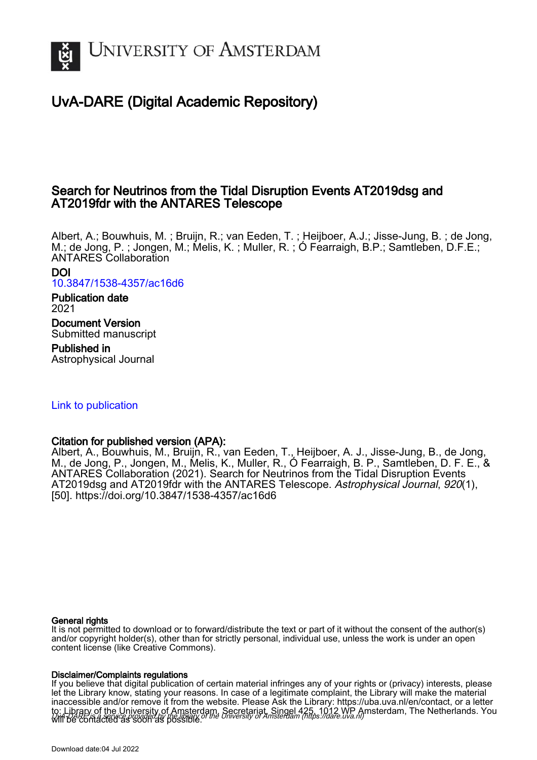# UNIVERSITY OF AMSTERDAM

## UvA-DARE (Digital Academic Repository)

### Search for Neutrinos from the Tidal Disruption Events AT2019dsg and AT2019fdr with the ANTARES Telescope

Albert, A.; Bouwhuis, M. ; Bruijn, R.; van Eeden, T. ; Heijboer, A.J.; Jisse-Jung, B. ; de Jong, M.; de Jong, P. ; Jongen, M.; Melis, K. ; Muller, R. ; Ó Fearraigh, B.P.; Samtleben, D.F.E.; ANTARES Collaboration

**DOI**
10.3847/1538-4357/ac16d6

**Publication date**
2021

**Document Version**
Submitted manuscript

**Published in**
Astrophysical Journal

Link to publication

**Citation for published version (APA):**
Albert, A., Bouwhuis, M., Bruijn, R., van Eeden, T., Heijboer, A. J., Jisse-Jung, B., de Jong, M., de Jong, P., Jongen, M., Melis, K., Muller, R., Ó Fearraigh, B. P., Samtleben, D. F. E., & ANTARES Collaboration (2021). Search for Neutrinos from the Tidal Disruption Events AT2019dsg and AT2019fdr with the ANTARES Telescope. *Astrophysical Journal*, *920*(1), [50]. https://doi.org/10.3847/1538-4357/ac16d6

**General rights**
It is not permitted to download or to forward/distribute the text or part of it without the consent of the author(s) and/or copyright holder(s), other than for strictly personal, individual use, unless the work is under an open content license (like Creative Commons).

**Disclaimer/Complaints regulations**
If you believe that digital publication of certain material infringes any of your rights or (privacy) interests, please let the Library know, stating your reasons. In case of a legitimate complaint, the Library will make the material inaccessible and/or remove it from the website. Please Ask the Library: https://uba.uva.nl/en/contact, or a letter to: Library of the University of Amsterdam, Secretariat, Singel 425, 1012 WP Amsterdam, The Netherlands. You will be contacted as soon as possible.

*UvA-DARE is a service provided by the library of the University of Amsterdam (https://dare.uva.nl)*

Download date:04 Jul 2022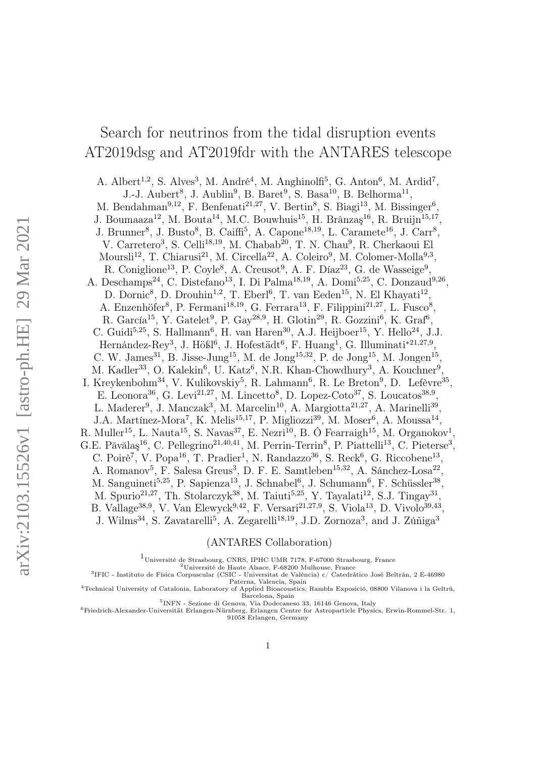# Search for neutrinos from the tidal disruption events AT2019dsg and AT2019fdr with the ANTARES telescope

A. Albert[1,2], S. Alves[3], M. André[4], M. Anghinolfi[5], G. Anton[6], M. Ardid[7], J.-J. Aubert[8], J. Aublin[9], B. Baret[9], S. Basa[10], B. Belhorma[11], M. Bendahman[9,12], F. Benfenati[21,27], V. Bertin[8], S. Biagi[13], M. Bissinger[6], J. Boumaaza[12], M. Bouta[14], M.C. Bouwhuis[15], H. Brânzaş[16], R. Bruijn[15,17], J. Brunner[8], J. Busto[8], B. Caiffi[5], A. Capone[18,19], L. Caramete[16], J. Carr[8], V. Carretero[3], S. Celli[18,19], M. Chabab[20], T. N. Chau[9], R. Cherkaoui El Moursli[12], T. Chiarusi[21], M. Circella[22], A. Coleiro[9], M. Colomer-Molla[9,3], R. Coniglione[13], P. Coyle[8], A. Creusot[9], A. F. Díaz[23], G. de Wasseige[9], A. Deschamps[24], C. Distefano[13], I. Di Palma[18,19], A. Domi[5,25], C. Donzaud[9,26], D. Dornic[8], D. Drouhin[1,2], T. Eberl[6], T. van Eeden[15], N. El Khayati[12], A. Enzenhöfer[8], P. Fermani[18,19], G. Ferrara[13], F. Filippini[21,27], L. Fusco[8], R. García[15], Y. Gatelet[9], P. Gay[28,9], H. Glotin[29], R. Gozzini[6], K. Graf[6], C. Guidi[5,25], S. Hallmann[6], H. van Haren[30], A.J. Heijboer[15], Y. Hello[24], J.J. Hernández-Rey[3], J. Hößl[6], J. Hofestädt[6], F. Huang[1], G. Illuminati[*21,27,9], C. W. James[31], B. Jisse-Jung[15], M. de Jong[15,32], P. de Jong[15], M. Jongen[15], M. Kadler[33], O. Kalekin[6], U. Katz[6], N.R. Khan-Chowdhury[3], A. Kouchner[9], I. Kreykenbohm[34], V. Kulikovskiy[5], R. Lahmann[6], R. Le Breton[9], D. Lefèvre[35], E. Leonora[36], G. Levi[21,27], M. Lincetto[8], D. Lopez-Coto[37], S. Loucatos[38,9], L. Maderer[9], J. Manczak[3], M. Marcelin[10], A. Margiotta[21,27], A. Marinelli[39], J.A. Martínez-Mora[7], K. Melis[15,17], P. Migliozzi[39], M. Moser[6], A. Moussa[14], R. Muller[15], L. Nauta[15], S. Navas[37], E. Nezri[10], B. Ó Fearraigh[15], M. Organokov[1], G.E. Păvălaş[16], C. Pellegrino[21,40,41], M. Perrin-Terrin[8], P. Piattelli[13], C. Pieterse[3], C. Poirè[7], V. Popa[16], T. Pradier[1], N. Randazzo[36], S. Reck[6], G. Riccobene[13], A. Romanov[5], F. Salesa Greus[3], D. F. E. Samtleben[15,32], A. Sánchez-Losa[22], M. Sanguineti[5,25], P. Sapienza[13], J. Schnabel[6], J. Schumann[6], F. Schüssler[38], M. Spurio[21,27], Th. Stolarczyk[38], M. Taiuti[5,25], Y. Tayalati[12], S.J. Tingay[31], B. Vallage[38,9], V. Van Elewyck[9,42], F. Versari[21,27,9], S. Viola[13], D. Vivolo[39,43], J. Wilms[34], S. Zavatarelli[5], A. Zegarelli[18,19], J.D. Zornoza[3], and J. Zúñiga[3]

(ANTARES Collaboration)

[1]Université de Strasbourg, CNRS, IPHC UMR 7178, F-67000 Strasbourg, France
[2]Université de Haute Alsace, F-68200 Mulhouse, France
[3]IFIC - Instituto de Física Corpuscular (CSIC - Universitat de València) c/ Catedrático José Beltrán, 2 E-46980 Paterna, Valencia, Spain
[4]Technical University of Catalonia, Laboratory of Applied Bioacoustics, Rambla Exposició, 08800 Vilanova i la Geltrú, Barcelona, Spain
[5]INFN - Sezione di Genova, Via Dodecaneso 33, 16146 Genova, Italy
[6]Friedrich-Alexander-Universität Erlangen-Nürnberg, Erlangen Centre for Astroparticle Physics, Erwin-Rommel-Str. 1, 91058 Erlangen, Germany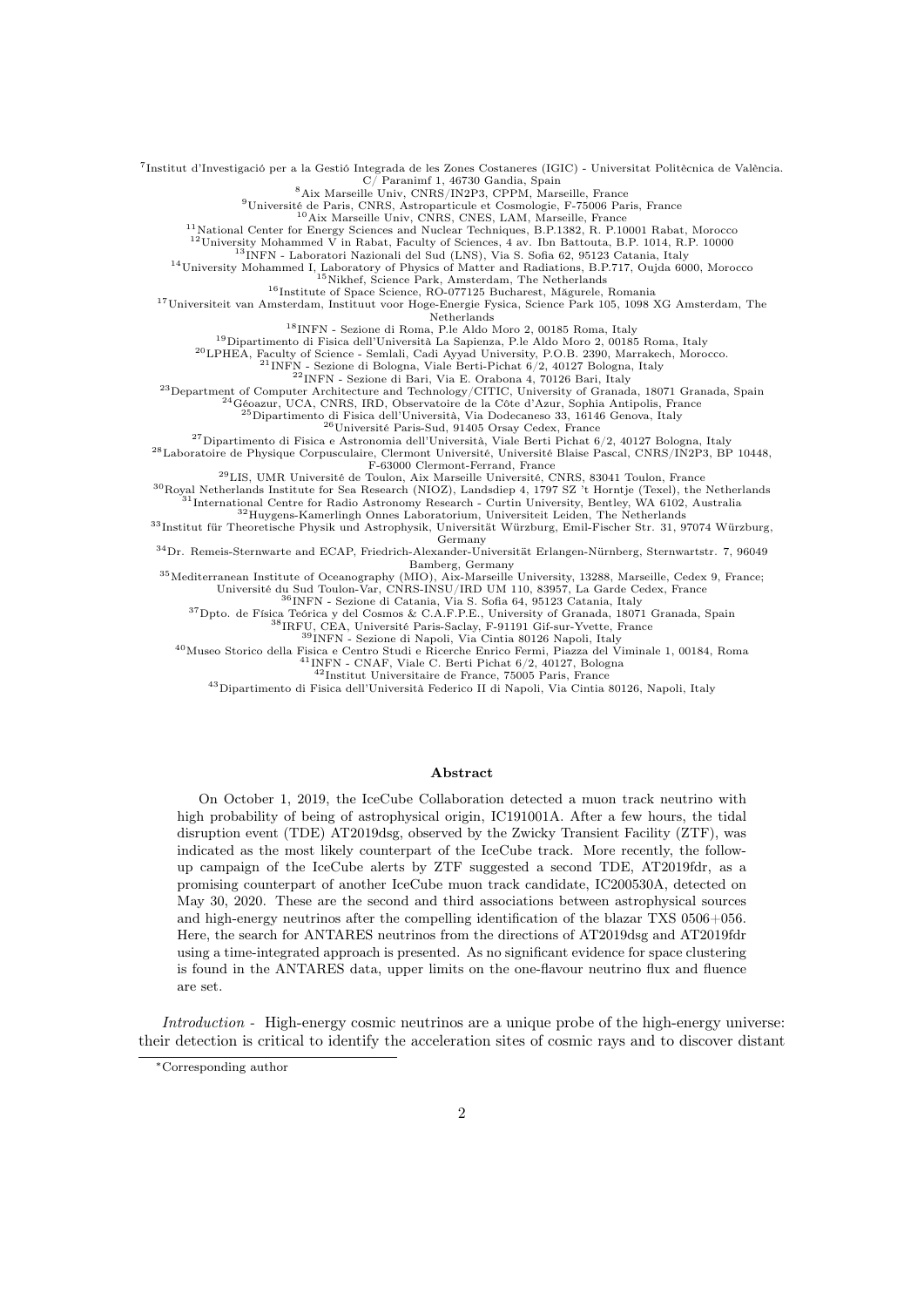[7]Institut d'Investigació per a la Gestió Integrada de les Zones Costaneres (IGIC) - Universitat Politècnica de València. C/ Paranimf 1, 46730 Gandia, Spain
[8]Aix Marseille Univ, CNRS/IN2P3, CPPM, Marseille, France
[9]Université de Paris, CNRS, Astroparticule et Cosmologie, F-75006 Paris, France
[10]Aix Marseille Univ, CNRS, CNES, LAM, Marseille, France
[11]National Center for Energy Sciences and Nuclear Techniques, B.P.1382, R. P.10001 Rabat, Morocco
[12]University Mohammed V in Rabat, Faculty of Sciences, 4 av. Ibn Battouta, B.P. 1014, R.P. 10000
[13]INFN - Laboratori Nazionali del Sud (LNS), Via S. Sofia 62, 95123 Catania, Italy
[14]University Mohammed I, Laboratory of Physics of Matter and Radiations, B.P.717, Oujda 6000, Morocco
[15]Nikhef, Science Park, Amsterdam, The Netherlands
[16]Institute of Space Science, RO-077125 Bucharest, Măgurele, Romania
[17]Universiteit van Amsterdam, Instituut voor Hoge-Energie Fysica, Science Park 105, 1098 XG Amsterdam, The Netherlands
[18]INFN - Sezione di Roma, P.le Aldo Moro 2, 00185 Roma, Italy
[19]Dipartimento di Fisica dell'Università La Sapienza, P.le Aldo Moro 2, 00185 Roma, Italy
[20]LPHEA, Faculty of Science - Semlali, Cadi Ayyad University, P.O.B. 2390, Marrakech, Morocco.
[21]INFN - Sezione di Bologna, Viale Berti-Pichat 6/2, 40127 Bologna, Italy
[22]INFN - Sezione di Bari, Via E. Orabona 4, 70126 Bari, Italy
[23]Department of Computer Architecture and Technology/CITIC, University of Granada, 18071 Granada, Spain
[24]Géoazur, UCA, CNRS, IRD, Observatoire de la Côte d'Azur, Sophia Antipolis, France
[25]Dipartimento di Fisica dell'Università, Via Dodecaneso 33, 16146 Genova, Italy
[26]Université Paris-Sud, 91405 Orsay Cedex, France
[27]Dipartimento di Fisica e Astronomia dell'Università, Viale Berti Pichat 6/2, 40127 Bologna, Italy
[28]Laboratoire de Physique Corpusculaire, Clermont Université, Université Blaise Pascal, CNRS/IN2P3, BP 10448, F-63000 Clermont-Ferrand, France
[29]LIS, UMR Université de Toulon, Aix Marseille Université, CNRS, 83041 Toulon, France
[30]Royal Netherlands Institute for Sea Research (NIOZ), Landsdiep 4, 1797 SZ 't Horntje (Texel), the Netherlands
[31]International Centre for Radio Astronomy Research - Curtin University, Bentley, WA 6102, Australia
[32]Huygens-Kamerlingh Onnes Laboratorium, Universiteit Leiden, The Netherlands
[33]Institut für Theoretische Physik und Astrophysik, Universität Würzburg, Emil-Fischer Str. 31, 97074 Würzburg, Germany
[34]Dr. Remeis-Sternwarte and ECAP, Friedrich-Alexander-Universität Erlangen-Nürnberg, Sternwartstr. 7, 96049 Bamberg, Germany
[35]Mediterranean Institute of Oceanography (MIO), Aix-Marseille University, 13288, Marseille, Cedex 9, France; Université du Sud Toulon-Var, CNRS-INSU/IRD UM 110, 83957, La Garde Cedex, France
[36]INFN - Sezione di Catania, Via S. Sofia 64, 95123 Catania, Italy
[37]Dpto. de Física Teórica y del Cosmos & C.A.F.P.E., University of Granada, 18071 Granada, Spain
[38]IRFU, CEA, Université Paris-Saclay, F-91191 Gif-sur-Yvette, France
[39]INFN - Sezione di Napoli, Via Cintia 80126 Napoli, Italy
[40]Museo Storico della Fisica e Centro Studi e Ricerche Enrico Fermi, Piazza del Viminale 1, 00184, Roma
[41]INFN - CNAF, Viale C. Berti Pichat 6/2, 40127, Bologna
[42]Institut Universitaire de France, 75005 Paris, France
[43]Dipartimento di Fisica dell'Università Federico II di Napoli, Via Cintia 80126, Napoli, Italy

## Abstract

On October 1, 2019, the IceCube Collaboration detected a muon track neutrino with high probability of being of astrophysical origin, IC191001A. After a few hours, the tidal disruption event (TDE) AT2019dsg, observed by the Zwicky Transient Facility (ZTF), was indicated as the most likely counterpart of the IceCube track. More recently, the follow-up campaign of the IceCube alerts by ZTF suggested a second TDE, AT2019fdr, as a promising counterpart of another IceCube muon track candidate, IC200530A, detected on May 30, 2020. These are the second and third associations between astrophysical sources and high-energy neutrinos after the compelling identification of the blazar TXS 0506+056. Here, the search for ANTARES neutrinos from the directions of AT2019dsg and AT2019fdr using a time-integrated approach is presented. As no significant evidence for space clustering is found in the ANTARES data, upper limits on the one-flavour neutrino flux and fluence are set.

*Introduction* - High-energy cosmic neutrinos are a unique probe of the high-energy universe: their detection is critical to identify the acceleration sites of cosmic rays and to discover distant

*Corresponding author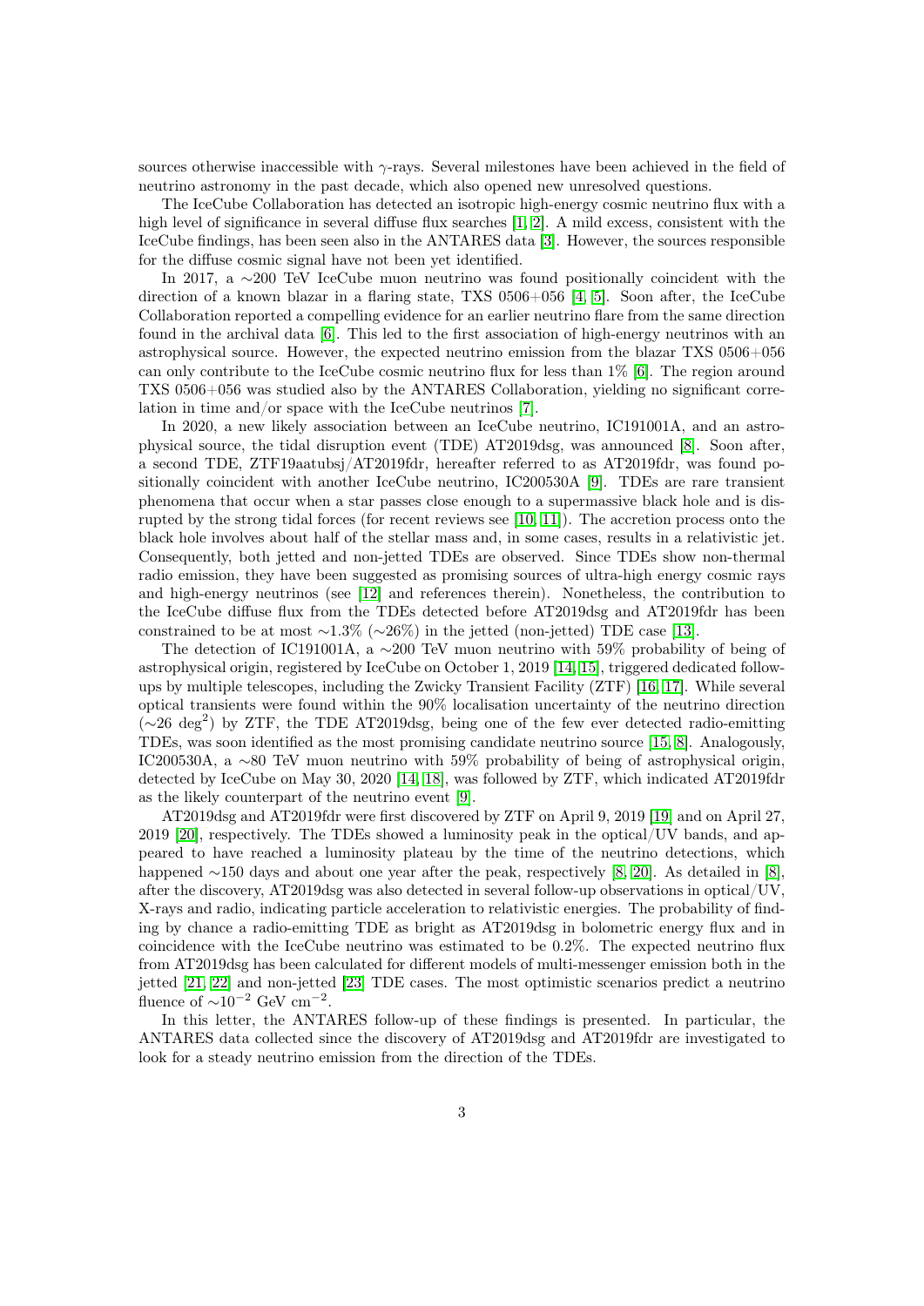sources otherwise inaccessible with $\gamma$-rays. Several milestones have been achieved in the field of neutrino astronomy in the past decade, which also opened new unresolved questions.

The IceCube Collaboration has detected an isotropic high-energy cosmic neutrino flux with a high level of significance in several diffuse flux searches [1, 2]. A mild excess, consistent with the IceCube findings, has been seen also in the ANTARES data [3]. However, the sources responsible for the diffuse cosmic signal have not been yet identified.

In 2017, a $\sim$200 TeV IceCube muon neutrino was found positionally coincident with the direction of a known blazar in a flaring state, TXS 0506+056 [4, 5]. Soon after, the IceCube Collaboration reported a compelling evidence for an earlier neutrino flare from the same direction found in the archival data [6]. This led to the first association of high-energy neutrinos with an astrophysical source. However, the expected neutrino emission from the blazar TXS 0506+056 can only contribute to the IceCube cosmic neutrino flux for less than 1% [6]. The region around TXS 0506+056 was studied also by the ANTARES Collaboration, yielding no significant correlation in time and/or space with the IceCube neutrinos [7].

In 2020, a new likely association between an IceCube neutrino, IC191001A, and an astrophysical source, the tidal disruption event (TDE) AT2019dsg, was announced [8]. Soon after, a second TDE, ZTF19aatubsj/AT2019fdr, hereafter referred to as AT2019fdr, was found positionally coincident with another IceCube neutrino, IC200530A [9]. TDEs are rare transient phenomena that occur when a star passes close enough to a supermassive black hole and is disrupted by the strong tidal forces (for recent reviews see [10, 11]). The accretion process onto the black hole involves about half of the stellar mass and, in some cases, results in a relativistic jet. Consequently, both jetted and non-jetted TDEs are observed. Since TDEs show non-thermal radio emission, they have been suggested as promising sources of ultra-high energy cosmic rays and high-energy neutrinos (see [12] and references therein). Nonetheless, the contribution to the IceCube diffuse flux from the TDEs detected before AT2019dsg and AT2019fdr has been constrained to be at most $\sim$1.3% ($\sim$26%) in the jetted (non-jetted) TDE case [13].

The detection of IC191001A, a $\sim$200 TeV muon neutrino with 59% probability of being of astrophysical origin, registered by IceCube on October 1, 2019 [14, 15], triggered dedicated follow-ups by multiple telescopes, including the Zwicky Transient Facility (ZTF) [16, 17]. While several optical transients were found within the 90% localisation uncertainty of the neutrino direction ($\sim$26 deg$^2$) by ZTF, the TDE AT2019dsg, being one of the few ever detected radio-emitting TDEs, was soon identified as the most promising candidate neutrino source [15, 8]. Analogously, IC200530A, a $\sim$80 TeV muon neutrino with 59% probability of being of astrophysical origin, detected by IceCube on May 30, 2020 [14, 18], was followed by ZTF, which indicated AT2019fdr as the likely counterpart of the neutrino event [9].

AT2019dsg and AT2019fdr were first discovered by ZTF on April 9, 2019 [19] and on April 27, 2019 [20], respectively. The TDEs showed a luminosity peak in the optical/UV bands, and appeared to have reached a luminosity plateau by the time of the neutrino detections, which happened $\sim$150 days and about one year after the peak, respectively [8, 20]. As detailed in [8], after the discovery, AT2019dsg was also detected in several follow-up observations in optical/UV, X-rays and radio, indicating particle acceleration to relativistic energies. The probability of finding by chance a radio-emitting TDE as bright as AT2019dsg in bolometric energy flux and in coincidence with the IceCube neutrino was estimated to be 0.2%. The expected neutrino flux from AT2019dsg has been calculated for different models of multi-messenger emission both in the jetted [21, 22] and non-jetted [23] TDE cases. The most optimistic scenarios predict a neutrino fluence of $\sim 10^{-2}$ GeV cm$^{-2}$.

In this letter, the ANTARES follow-up of these findings is presented. In particular, the ANTARES data collected since the discovery of AT2019dsg and AT2019fdr are investigated to look for a steady neutrino emission from the direction of the TDEs.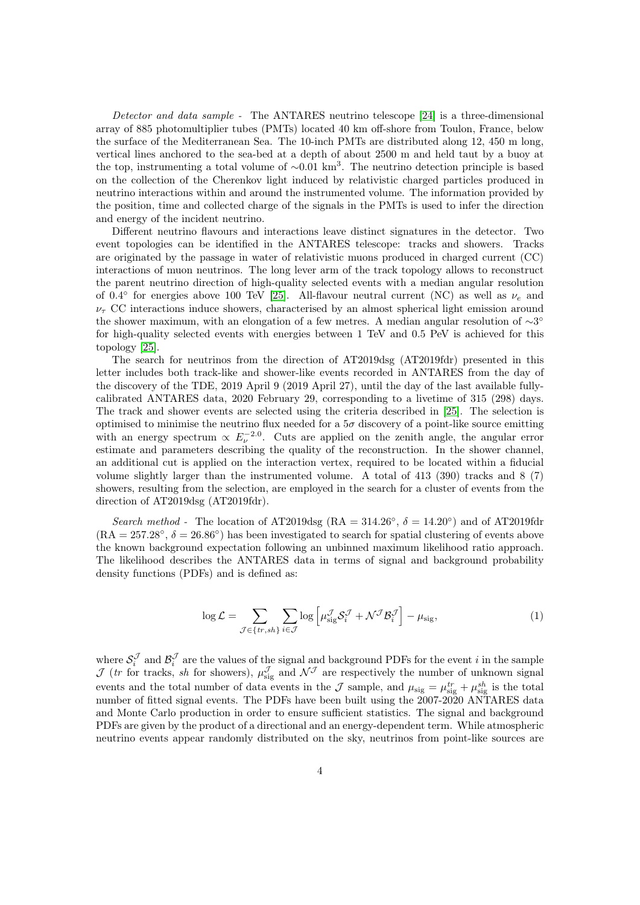*Detector and data sample* - The ANTARES neutrino telescope [24] is a three-dimensional array of 885 photomultiplier tubes (PMTs) located 40 km off-shore from Toulon, France, below the surface of the Mediterranean Sea. The 10-inch PMTs are distributed along 12, 450 m long, vertical lines anchored to the sea-bed at a depth of about 2500 m and held taut by a buoy at the top, instrumenting a total volume of $\sim$0.01 km$^3$. The neutrino detection principle is based on the collection of the Cherenkov light induced by relativistic charged particles produced in neutrino interactions within and around the instrumented volume. The information provided by the position, time and collected charge of the signals in the PMTs is used to infer the direction and energy of the incident neutrino.

Different neutrino flavours and interactions leave distinct signatures in the detector. Two event topologies can be identified in the ANTARES telescope: tracks and showers. Tracks are originated by the passage in water of relativistic muons produced in charged current (CC) interactions of muon neutrinos. The long lever arm of the track topology allows to reconstruct the parent neutrino direction of high-quality selected events with a median angular resolution of 0.4° for energies above 100 TeV [25]. All-flavour neutral current (NC) as well as $\nu_e$ and $\nu_\tau$ CC interactions induce showers, characterised by an almost spherical light emission around the shower maximum, with an elongation of a few metres. A median angular resolution of $\sim$3° for high-quality selected events with energies between 1 TeV and 0.5 PeV is achieved for this topology [25].

The search for neutrinos from the direction of AT2019dsg (AT2019fdr) presented in this letter includes both track-like and shower-like events recorded in ANTARES from the day of the discovery of the TDE, 2019 April 9 (2019 April 27), until the day of the last available fully-calibrated ANTARES data, 2020 February 29, corresponding to a livetime of 315 (298) days. The track and shower events are selected using the criteria described in [25]. The selection is optimised to minimise the neutrino flux needed for a $5\sigma$ discovery of a point-like source emitting with an energy spectrum $\propto E_\nu^{-2.0}$. Cuts are applied on the zenith angle, the angular error estimate and parameters describing the quality of the reconstruction. In the shower channel, an additional cut is applied on the interaction vertex, required to be located within a fiducial volume slightly larger than the instrumented volume. A total of 413 (390) tracks and 8 (7) showers, resulting from the selection, are employed in the search for a cluster of events from the direction of AT2019dsg (AT2019fdr).

*Search method* - The location of AT2019dsg (RA = 314.26°, $\delta$ = 14.20°) and of AT2019fdr (RA = 257.28°, $\delta$ = 26.86°) has been investigated to search for spatial clustering of events above the known background expectation following an unbinned maximum likelihood ratio approach. The likelihood describes the ANTARES data in terms of signal and background probability density functions (PDFs) and is defined as:

$$\log \mathcal{L} = \sum_{\mathcal{J} \in \{tr, sh\}} \sum_{i \in \mathcal{J}} \log \left[ \mu_{\rm sig}^{\mathcal{J}} \mathcal{S}_i^{\mathcal{J}} + \mathcal{N}^{\mathcal{J}} \mathcal{B}_i^{\mathcal{J}} \right] - \mu_{\rm sig}, \tag{1}$$

where $\mathcal{S}_i^{\mathcal{J}}$ and $\mathcal{B}_i^{\mathcal{J}}$ are the values of the signal and background PDFs for the event $i$ in the sample $\mathcal{J}$ ($tr$ for tracks, $sh$ for showers), $\mu_{\rm sig}^{\mathcal{J}}$ and $\mathcal{N}^{\mathcal{J}}$ are respectively the number of unknown signal events and the total number of data events in the $\mathcal{J}$ sample, and $\mu_{\rm sig} = \mu_{\rm sig}^{tr} + \mu_{\rm sig}^{sh}$ is the total number of fitted signal events. The PDFs have been built using the 2007-2020 ANTARES data and Monte Carlo production in order to ensure sufficient statistics. The signal and background PDFs are given by the product of a directional and an energy-dependent term. While atmospheric neutrino events appear randomly distributed on the sky, neutrinos from point-like sources are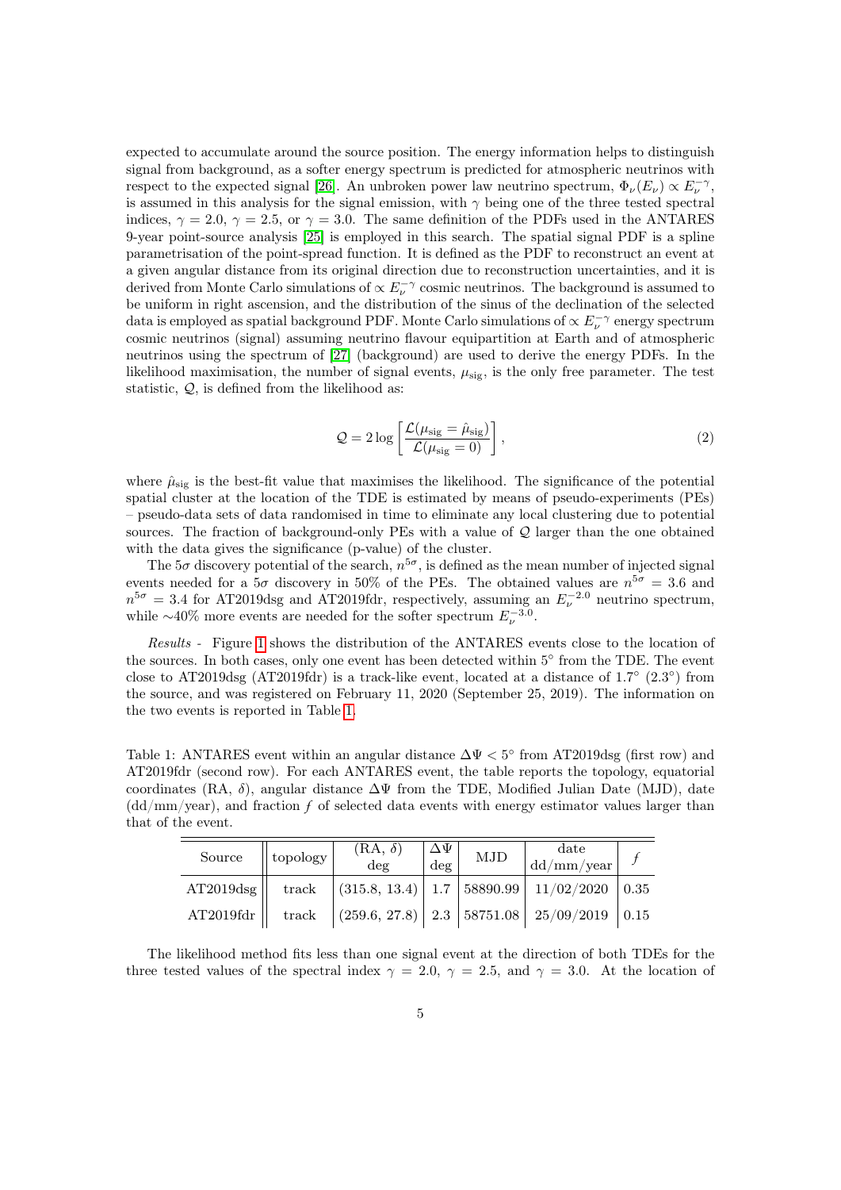expected to accumulate around the source position. The energy information helps to distinguish signal from background, as a softer energy spectrum is predicted for atmospheric neutrinos with respect to the expected signal [26]. An unbroken power law neutrino spectrum, $\Phi_\nu(E_\nu) \propto E_\nu^{-\gamma}$, is assumed in this analysis for the signal emission, with $\gamma$ being one of the three tested spectral indices, $\gamma = 2.0$, $\gamma = 2.5$, or $\gamma = 3.0$. The same definition of the PDFs used in the ANTARES 9-year point-source analysis [25] is employed in this search. The spatial signal PDF is a spline parametrisation of the point-spread function. It is defined as the PDF to reconstruct an event at a given angular distance from its original direction due to reconstruction uncertainties, and it is derived from Monte Carlo simulations of $\propto E_\nu^{-\gamma}$ cosmic neutrinos. The background is assumed to be uniform in right ascension, and the distribution of the sinus of the declination of the selected data is employed as spatial background PDF. Monte Carlo simulations of $\propto E_\nu^{-\gamma}$ energy spectrum cosmic neutrinos (signal) assuming neutrino flavour equipartition at Earth and of atmospheric neutrinos using the spectrum of [27] (background) are used to derive the energy PDFs. In the likelihood maximisation, the number of signal events, $\mu_{\rm sig}$, is the only free parameter. The test statistic, $\mathcal{Q}$, is defined from the likelihood as:

$$\mathcal{Q} = 2\log\left[\frac{\mathcal{L}(\mu_{\rm sig} = \hat{\mu}_{\rm sig})}{\mathcal{L}(\mu_{\rm sig} = 0)}\right], \tag{2}$$

where $\hat{\mu}_{\rm sig}$ is the best-fit value that maximises the likelihood. The significance of the potential spatial cluster at the location of the TDE is estimated by means of pseudo-experiments (PEs) – pseudo-data sets of data randomised in time to eliminate any local clustering due to potential sources. The fraction of background-only PEs with a value of $\mathcal{Q}$ larger than the one obtained with the data gives the significance (p-value) of the cluster.

The $5\sigma$ discovery potential of the search, $n^{5\sigma}$, is defined as the mean number of injected signal events needed for a $5\sigma$ discovery in 50% of the PEs. The obtained values are $n^{5\sigma} = 3.6$ and $n^{5\sigma} = 3.4$ for AT2019dsg and AT2019fdr, respectively, assuming an $E_\nu^{-2.0}$ neutrino spectrum, while ∼40% more events are needed for the softer spectrum $E_\nu^{-3.0}$.

*Results -* Figure 1 shows the distribution of the ANTARES events close to the location of the sources. In both cases, only one event has been detected within 5° from the TDE. The event close to AT2019dsg (AT2019fdr) is a track-like event, located at a distance of 1.7° (2.3°) from the source, and was registered on February 11, 2020 (September 25, 2019). The information on the two events is reported in Table 1.

Table 1: ANTARES event within an angular distance $\Delta\Psi < 5°$ from AT2019dsg (first row) and AT2019fdr (second row). For each ANTARES event, the table reports the topology, equatorial coordinates (RA, $\delta$), angular distance $\Delta\Psi$ from the TDE, Modified Julian Date (MJD), date (dd/mm/year), and fraction $f$ of selected data events with energy estimator values larger than that of the event.

| Source | topology | (RA, $\delta$) deg | $\Delta\Psi$ deg | MJD | date dd/mm/year | $f$ |
|---|---|---|---|---|---|---|
| AT2019dsg | track | (315.8, 13.4) | 1.7 | 58890.99 | 11/02/2020 | 0.35 |
| AT2019fdr | track | (259.6, 27.8) | 2.3 | 58751.08 | 25/09/2019 | 0.15 |

The likelihood method fits less than one signal event at the direction of both TDEs for the three tested values of the spectral index $\gamma = 2.0$, $\gamma = 2.5$, and $\gamma = 3.0$. At the location of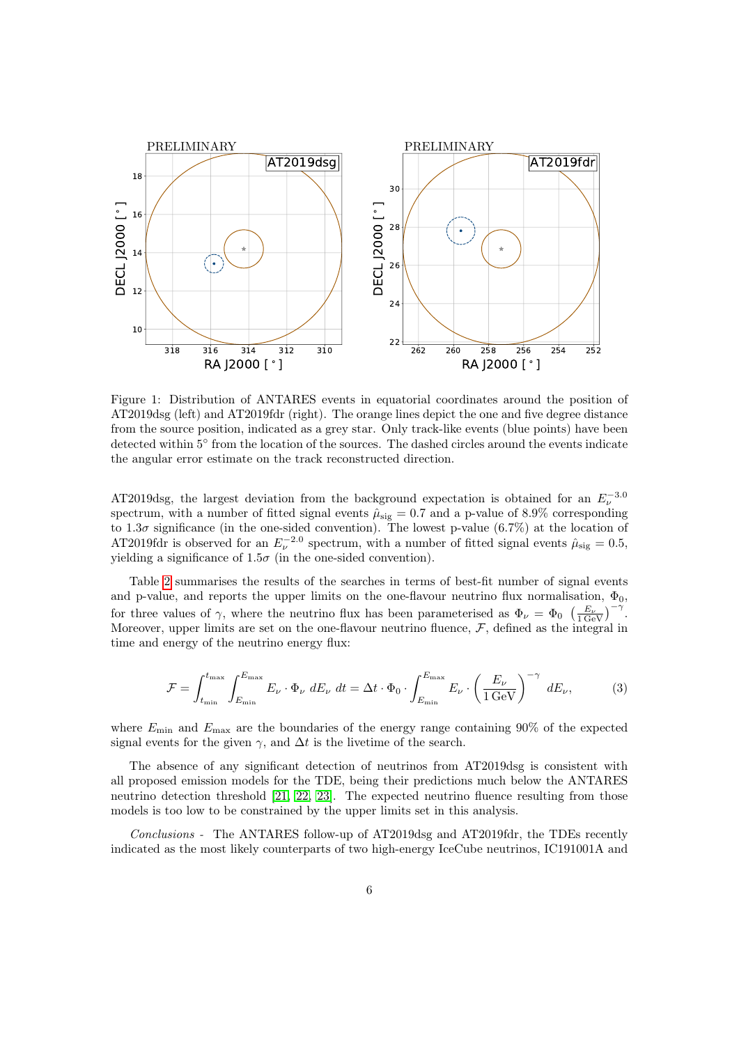Figure 1: Distribution of ANTARES events in equatorial coordinates around the position of AT2019dsg (left) and AT2019fdr (right). The orange lines depict the one and five degree distance from the source position, indicated as a grey star. Only track-like events (blue points) have been detected within 5° from the location of the sources. The dashed circles around the events indicate the angular error estimate on the track reconstructed direction.

AT2019dsg, the largest deviation from the background expectation is obtained for an $E_\nu^{-3.0}$ spectrum, with a number of fitted signal events $\hat{\mu}_{\rm sig} = 0.7$ and a p-value of 8.9% corresponding to 1.3$\sigma$ significance (in the one-sided convention). The lowest p-value (6.7%) at the location of AT2019fdr is observed for an $E_\nu^{-2.0}$ spectrum, with a number of fitted signal events $\hat{\mu}_{\rm sig} = 0.5$, yielding a significance of 1.5$\sigma$ (in the one-sided convention).

Table 2 summarises the results of the searches in terms of best-fit number of signal events and p-value, and reports the upper limits on the one-flavour neutrino flux normalisation, $\Phi_0$, for three values of $\gamma$, where the neutrino flux has been parameterised as $\Phi_\nu = \Phi_0 \, \left(\frac{E_\nu}{1\,{\rm GeV}}\right)^{-\gamma}$. Moreover, upper limits are set on the one-flavour neutrino fluence, $\mathcal{F}$, defined as the integral in time and energy of the neutrino energy flux:

$$\mathcal{F} = \int_{t_{\rm min}}^{t_{\rm max}} \int_{E_{\rm min}}^{E_{\rm max}} E_\nu \cdot \Phi_\nu \; dE_\nu \; dt = \Delta t \cdot \Phi_0 \cdot \int_{E_{\rm min}}^{E_{\rm max}} E_\nu \cdot \left(\frac{E_\nu}{1\,{\rm GeV}}\right)^{-\gamma} \; dE_\nu, \tag{3}$$

where $E_{\rm min}$ and $E_{\rm max}$ are the boundaries of the energy range containing 90% of the expected signal events for the given $\gamma$, and $\Delta t$ is the livetime of the search.

The absence of any significant detection of neutrinos from AT2019dsg is consistent with all proposed emission models for the TDE, being their predictions much below the ANTARES neutrino detection threshold [21, 22, 23]. The expected neutrino fluence resulting from those models is too low to be constrained by the upper limits set in this analysis.

*Conclusions* - The ANTARES follow-up of AT2019dsg and AT2019fdr, the TDEs recently indicated as the most likely counterparts of two high-energy IceCube neutrinos, IC191001A and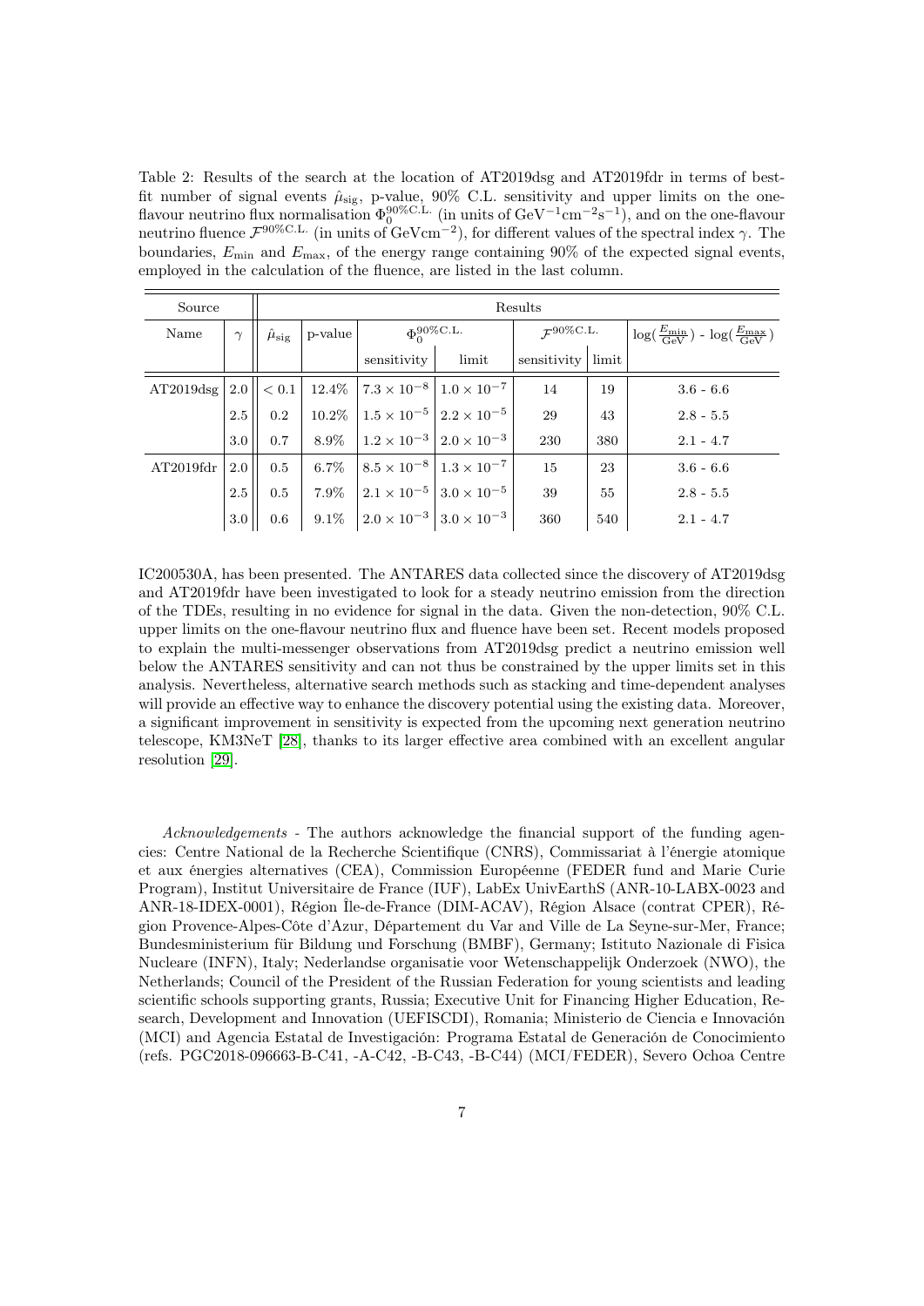Table 2: Results of the search at the location of AT2019dsg and AT2019fdr in terms of best-fit number of signal events $\hat{\mu}_{\rm sig}$, p-value, 90% C.L. sensitivity and upper limits on the one-flavour neutrino flux normalisation $\Phi_0^{90\%\rm C.L.}$ (in units of $\rm GeV^{-1}cm^{-2}s^{-1}$), and on the one-flavour neutrino fluence $\mathcal{F}^{90\%\rm C.L.}$ (in units of $\rm GeVcm^{-2}$), for different values of the spectral index $\gamma$. The boundaries, $E_{\rm min}$ and $E_{\rm max}$, of the energy range containing 90% of the expected signal events, employed in the calculation of the fluence, are listed in the last column.

| Source | | Results | | | | | | |
|---|---|---|---|---|---|---|---|---|
| Name | $\gamma$ | $\hat{\mu}_{\rm sig}$ | p-value | $\Phi_0^{90\%\rm C.L.}$ | | $\mathcal{F}^{90\%\rm C.L.}$ | | $\log(\frac{E_{\rm min}}{\rm GeV})$ - $\log(\frac{E_{\rm max}}{\rm GeV})$ |
| | | | | sensitivity | limit | sensitivity | limit | |
| AT2019dsg | 2.0 | $< 0.1$ | 12.4% | $7.3 \times 10^{-8}$ | $1.0 \times 10^{-7}$ | 14 | 19 | 3.6 - 6.6 |
| | 2.5 | 0.2 | 10.2% | $1.5 \times 10^{-5}$ | $2.2 \times 10^{-5}$ | 29 | 43 | 2.8 - 5.5 |
| | 3.0 | 0.7 | 8.9% | $1.2 \times 10^{-3}$ | $2.0 \times 10^{-3}$ | 230 | 380 | 2.1 - 4.7 |
| AT2019fdr | 2.0 | 0.5 | 6.7% | $8.5 \times 10^{-8}$ | $1.3 \times 10^{-7}$ | 15 | 23 | 3.6 - 6.6 |
| | 2.5 | 0.5 | 7.9% | $2.1 \times 10^{-5}$ | $3.0 \times 10^{-5}$ | 39 | 55 | 2.8 - 5.5 |
| | 3.0 | 0.6 | 9.1% | $2.0 \times 10^{-3}$ | $3.0 \times 10^{-3}$ | 360 | 540 | 2.1 - 4.7 |

IC200530A, has been presented. The ANTARES data collected since the discovery of AT2019dsg and AT2019fdr have been investigated to look for a steady neutrino emission from the direction of the TDEs, resulting in no evidence for signal in the data. Given the non-detection, 90% C.L. upper limits on the one-flavour neutrino flux and fluence have been set. Recent models proposed to explain the multi-messenger observations from AT2019dsg predict a neutrino emission well below the ANTARES sensitivity and can not thus be constrained by the upper limits set in this analysis. Nevertheless, alternative search methods such as stacking and time-dependent analyses will provide an effective way to enhance the discovery potential using the existing data. Moreover, a significant improvement in sensitivity is expected from the upcoming next generation neutrino telescope, KM3NeT [28], thanks to its larger effective area combined with an excellent angular resolution [29].

*Acknowledgements* - The authors acknowledge the financial support of the funding agencies: Centre National de la Recherche Scientifique (CNRS), Commissariat à l'énergie atomique et aux énergies alternatives (CEA), Commission Européenne (FEDER fund and Marie Curie Program), Institut Universitaire de France (IUF), LabEx UnivEarthS (ANR-10-LABX-0023 and ANR-18-IDEX-0001), Région Île-de-France (DIM-ACAV), Région Alsace (contrat CPER), Région Provence-Alpes-Côte d'Azur, Département du Var and Ville de La Seyne-sur-Mer, France; Bundesministerium für Bildung und Forschung (BMBF), Germany; Istituto Nazionale di Fisica Nucleare (INFN), Italy; Nederlandse organisatie voor Wetenschappelijk Onderzoek (NWO), the Netherlands; Council of the President of the Russian Federation for young scientists and leading scientific schools supporting grants, Russia; Executive Unit for Financing Higher Education, Research, Development and Innovation (UEFISCDI), Romania; Ministerio de Ciencia e Innovación (MCI) and Agencia Estatal de Investigación: Programa Estatal de Generación de Conocimiento (refs. PGC2018-096663-B-C41, -A-C42, -B-C43, -B-C44) (MCI/FEDER), Severo Ochoa Centre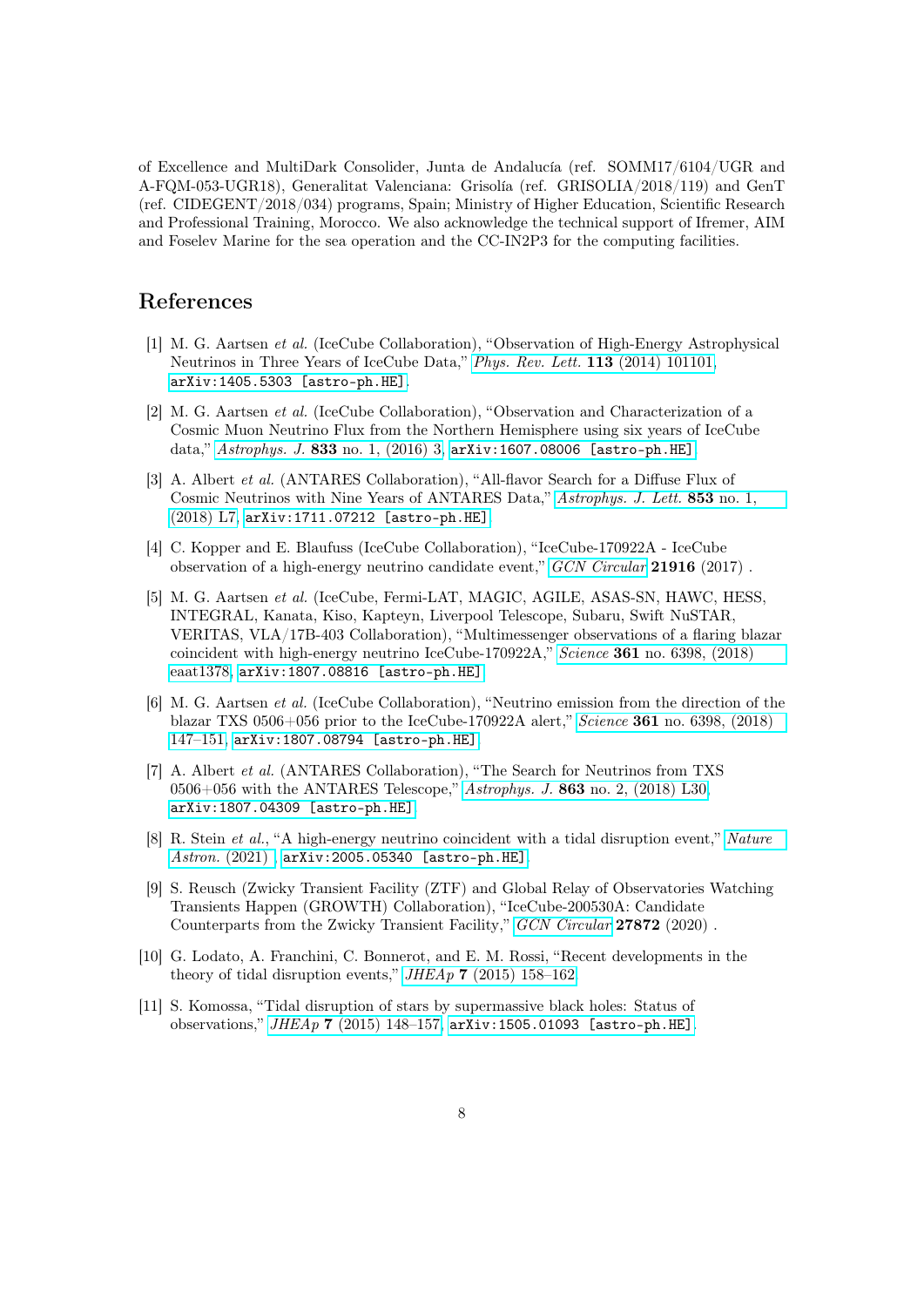of Excellence and MultiDark Consolider, Junta de Andalucía (ref. SOMM17/6104/UGR and A-FQM-053-UGR18), Generalitat Valenciana: Grisolía (ref. GRISOLIA/2018/119) and GenT (ref. CIDEGENT/2018/034) programs, Spain; Ministry of Higher Education, Scientific Research and Professional Training, Morocco. We also acknowledge the technical support of Ifremer, AIM and Foselev Marine for the sea operation and the CC-IN2P3 for the computing facilities.

## References

[1] M. G. Aartsen *et al.* (IceCube Collaboration), "Observation of High-Energy Astrophysical Neutrinos in Three Years of IceCube Data," *Phys. Rev. Lett.* **113** (2014) 101101, `arXiv:1405.5303 [astro-ph.HE]`.

[2] M. G. Aartsen *et al.* (IceCube Collaboration), "Observation and Characterization of a Cosmic Muon Neutrino Flux from the Northern Hemisphere using six years of IceCube data," *Astrophys. J.* **833** no. 1, (2016) 3, `arXiv:1607.08006 [astro-ph.HE]`.

[3] A. Albert *et al.* (ANTARES Collaboration), "All-flavor Search for a Diffuse Flux of Cosmic Neutrinos with Nine Years of ANTARES Data," *Astrophys. J. Lett.* **853** no. 1, (2018) L7, `arXiv:1711.07212 [astro-ph.HE]`.

[4] C. Kopper and E. Blaufuss (IceCube Collaboration), "IceCube-170922A - IceCube observation of a high-energy neutrino candidate event," *GCN Circular* **21916** (2017) .

[5] M. G. Aartsen *et al.* (IceCube, Fermi-LAT, MAGIC, AGILE, ASAS-SN, HAWC, HESS, INTEGRAL, Kanata, Kiso, Kapteyn, Liverpool Telescope, Subaru, Swift NuSTAR, VERITAS, VLA/17B-403 Collaboration), "Multimessenger observations of a flaring blazar coincident with high-energy neutrino IceCube-170922A," *Science* **361** no. 6398, (2018) eaat1378, `arXiv:1807.08816 [astro-ph.HE]`.

[6] M. G. Aartsen *et al.* (IceCube Collaboration), "Neutrino emission from the direction of the blazar TXS 0506+056 prior to the IceCube-170922A alert," *Science* **361** no. 6398, (2018) 147–151, `arXiv:1807.08794 [astro-ph.HE]`.

[7] A. Albert *et al.* (ANTARES Collaboration), "The Search for Neutrinos from TXS 0506+056 with the ANTARES Telescope," *Astrophys. J.* **863** no. 2, (2018) L30, `arXiv:1807.04309 [astro-ph.HE]`.

[8] R. Stein *et al.*, "A high-energy neutrino coincident with a tidal disruption event," *Nature Astron.* (2021) , `arXiv:2005.05340 [astro-ph.HE]`.

[9] S. Reusch (Zwicky Transient Facility (ZTF) and Global Relay of Observatories Watching Transients Happen (GROWTH) Collaboration), "IceCube-200530A: Candidate Counterparts from the Zwicky Transient Facility," *GCN Circular* **27872** (2020) .

[10] G. Lodato, A. Franchini, C. Bonnerot, and E. M. Rossi, "Recent developments in the theory of tidal disruption events," *JHEAp* **7** (2015) 158–162.

[11] S. Komossa, "Tidal disruption of stars by supermassive black holes: Status of observations," *JHEAp* **7** (2015) 148–157, `arXiv:1505.01093 [astro-ph.HE]`.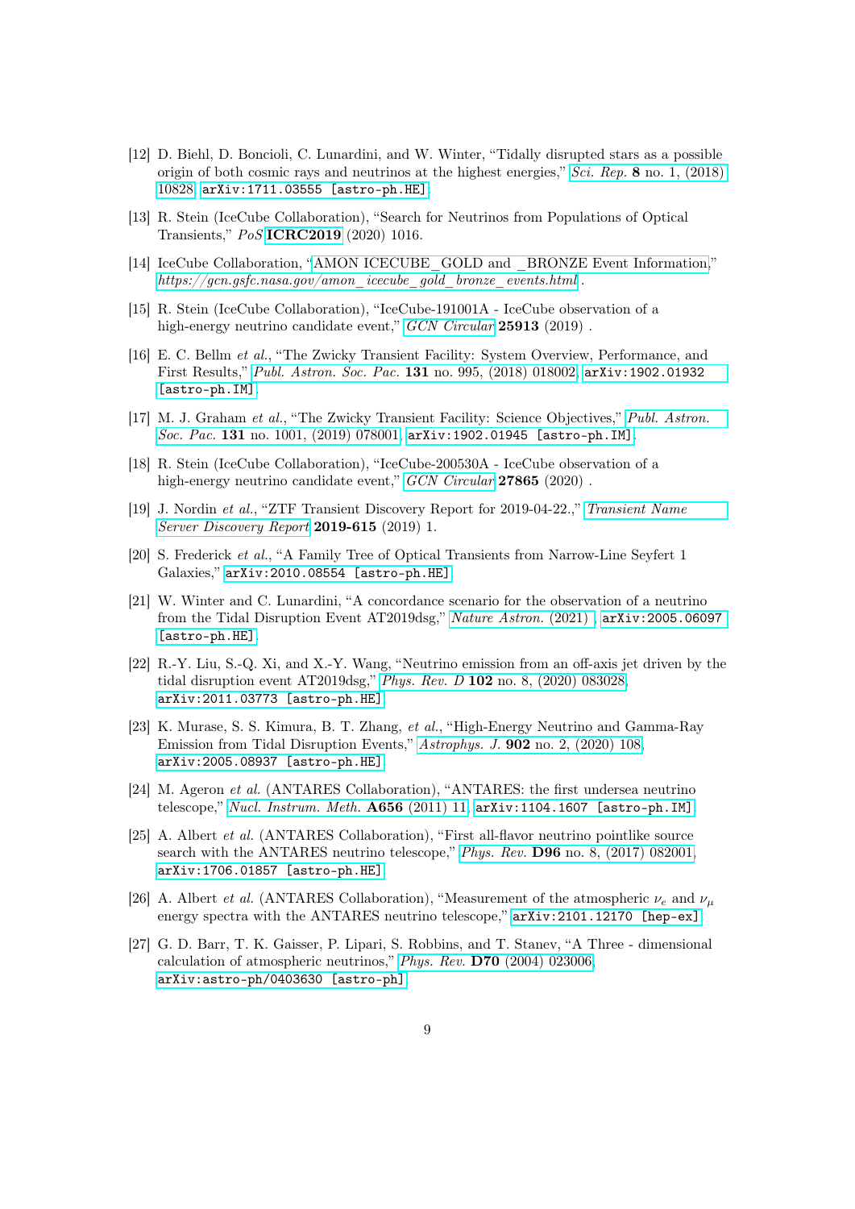[12] D. Biehl, D. Boncioli, C. Lunardini, and W. Winter, "Tidally disrupted stars as a possible origin of both cosmic rays and neutrinos at the highest energies," *Sci. Rep.* **8** no. 1, (2018) 10828, arXiv:1711.03555 [astro-ph.HE].

[13] R. Stein (IceCube Collaboration), "Search for Neutrinos from Populations of Optical Transients," *PoS* **ICRC2019** (2020) 1016.

[14] IceCube Collaboration, "AMON ICECUBE_GOLD and _BRONZE Event Information," *https://gcn.gsfc.nasa.gov/amon_icecube_gold_bronze_events.html* .

[15] R. Stein (IceCube Collaboration), "IceCube-191001A - IceCube observation of a high-energy neutrino candidate event," *GCN Circular* **25913** (2019) .

[16] E. C. Bellm *et al.*, "The Zwicky Transient Facility: System Overview, Performance, and First Results," *Publ. Astron. Soc. Pac.* **131** no. 995, (2018) 018002, arXiv:1902.01932 [astro-ph.IM].

[17] M. J. Graham *et al.*, "The Zwicky Transient Facility: Science Objectives," *Publ. Astron. Soc. Pac.* **131** no. 1001, (2019) 078001, arXiv:1902.01945 [astro-ph.IM].

[18] R. Stein (IceCube Collaboration), "IceCube-200530A - IceCube observation of a high-energy neutrino candidate event," *GCN Circular* **27865** (2020) .

[19] J. Nordin *et al.*, "ZTF Transient Discovery Report for 2019-04-22.," *Transient Name Server Discovery Report* **2019-615** (2019) 1.

[20] S. Frederick *et al.*, "A Family Tree of Optical Transients from Narrow-Line Seyfert 1 Galaxies," arXiv:2010.08554 [astro-ph.HE].

[21] W. Winter and C. Lunardini, "A concordance scenario for the observation of a neutrino from the Tidal Disruption Event AT2019dsg," *Nature Astron.* (2021) , arXiv:2005.06097 [astro-ph.HE].

[22] R.-Y. Liu, S.-Q. Xi, and X.-Y. Wang, "Neutrino emission from an off-axis jet driven by the tidal disruption event AT2019dsg," *Phys. Rev. D* **102** no. 8, (2020) 083028, arXiv:2011.03773 [astro-ph.HE].

[23] K. Murase, S. S. Kimura, B. T. Zhang, *et al.*, "High-Energy Neutrino and Gamma-Ray Emission from Tidal Disruption Events," *Astrophys. J.* **902** no. 2, (2020) 108, arXiv:2005.08937 [astro-ph.HE].

[24] M. Ageron *et al.* (ANTARES Collaboration), "ANTARES: the first undersea neutrino telescope," *Nucl. Instrum. Meth.* **A656** (2011) 11, arXiv:1104.1607 [astro-ph.IM].

[25] A. Albert *et al.* (ANTARES Collaboration), "First all-flavor neutrino pointlike source search with the ANTARES neutrino telescope," *Phys. Rev.* **D96** no. 8, (2017) 082001, arXiv:1706.01857 [astro-ph.HE].

[26] A. Albert *et al.* (ANTARES Collaboration), "Measurement of the atmospheric $\nu_e$ and $\nu_\mu$ energy spectra with the ANTARES neutrino telescope," arXiv:2101.12170 [hep-ex].

[27] G. D. Barr, T. K. Gaisser, P. Lipari, S. Robbins, and T. Stanev, "A Three - dimensional calculation of atmospheric neutrinos," *Phys. Rev.* **D70** (2004) 023006, arXiv:astro-ph/0403630 [astro-ph].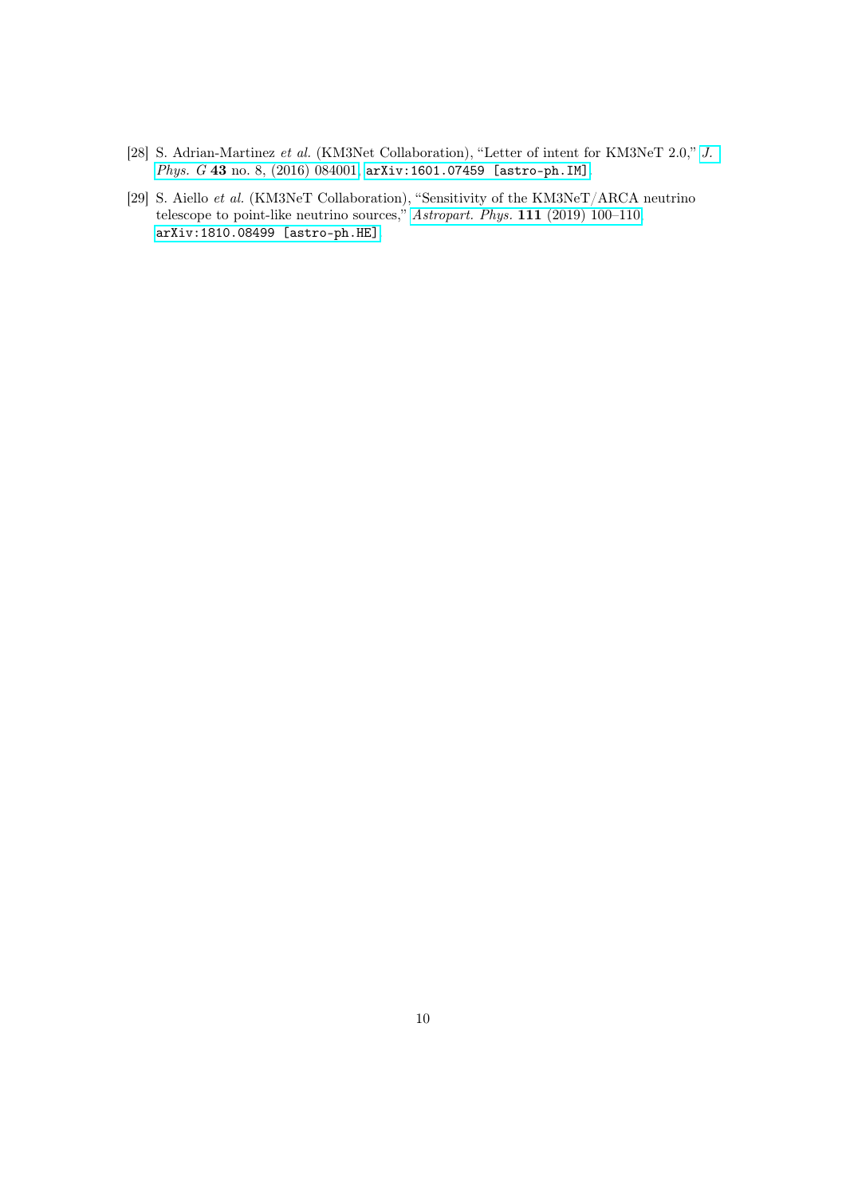[28] S. Adrian-Martinez *et al.* (KM3Net Collaboration), "Letter of intent for KM3NeT 2.0," *J. Phys. G* **43** no. 8, (2016) 084001, `arXiv:1601.07459 [astro-ph.IM]`.

[29] S. Aiello *et al.* (KM3NeT Collaboration), "Sensitivity of the KM3NeT/ARCA neutrino telescope to point-like neutrino sources," *Astropart. Phys.* **111** (2019) 100–110, `arXiv:1810.08499 [astro-ph.HE]`.